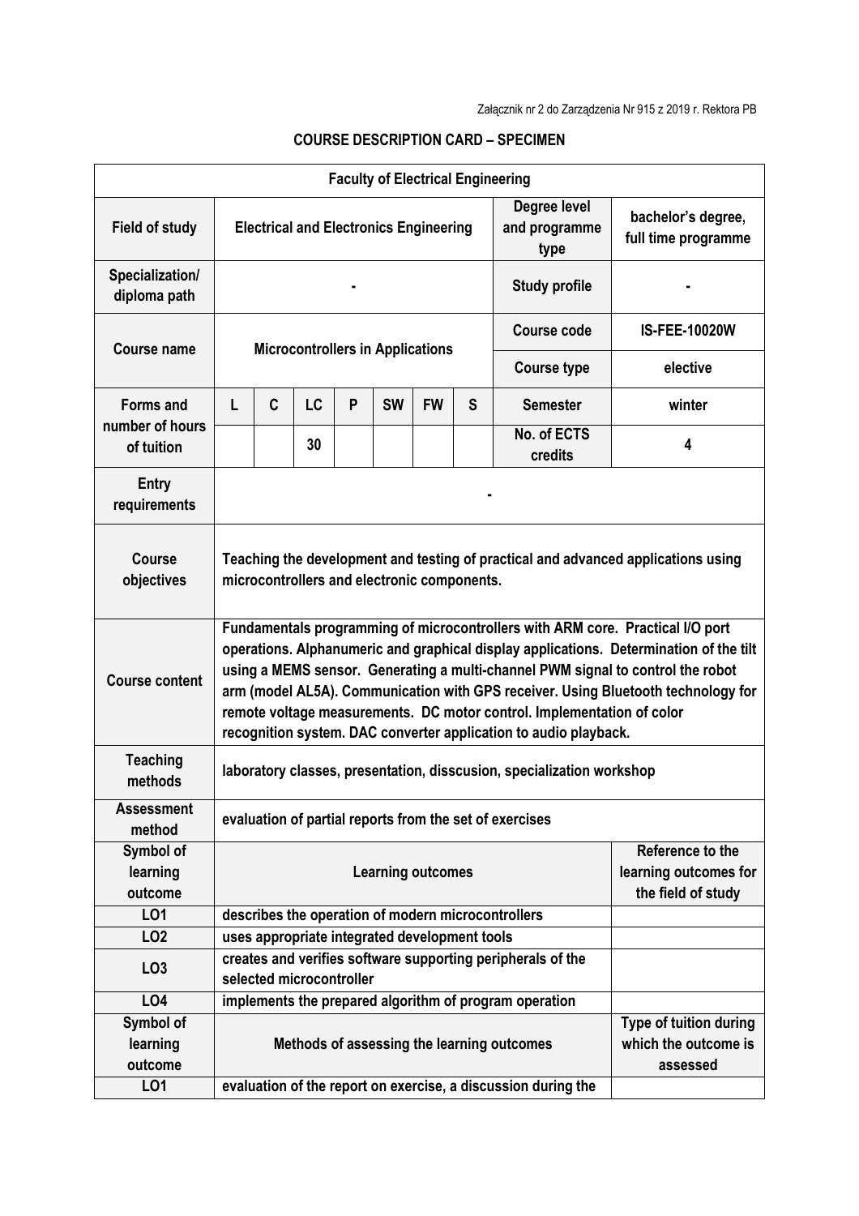Załącznik nr 2 do Zarządzenia Nr 915 z 2019 r. Rektora PB

## COURSE DESCRIPTION CARD – SPECIMEN

| **Faculty of Electrical Engineering** | | | | | | | | | |
|---|---|---|---|---|---|---|---|---|---|
| **Field of study** | **Electrical and Electronics Engineering** | | | | | | | **Degree level and programme type** | **bachelor's degree, full time programme** |
| **Specialization/ diploma path** | **-** | | | | | | | **Study profile** | **-** |
| **Course name** | **Microcontrollers in Applications** | | | | | | | **Course code** | **IS-FEE-10020W** |
| | | | | | | | | **Course type** | **elective** |
| **Forms and number of hours of tuition** | **L** | **C** | **LC** | **P** | **SW** | **FW** | **S** | **Semester** | **winter** |
| | | | **30** | | | | | **No. of ECTS credits** | **4** |
| **Entry requirements** | **-** | | | | | | | | |
| **Course objectives** | **Teaching the development and testing of practical and advanced applications using microcontrollers and electronic components.** | | | | | | | | |
| **Course content** | **Fundamentals programming of microcontrollers with ARM core. Practical I/O port operations. Alphanumeric and graphical display applications. Determination of the tilt using a MEMS sensor. Generating a multi-channel PWM signal to control the robot arm (model AL5A). Communication with GPS receiver. Using Bluetooth technology for remote voltage measurements. DC motor control. Implementation of color recognition system. DAC converter application to audio playback.** | | | | | | | | |
| **Teaching methods** | **laboratory classes, presentation, disscusion, specialization workshop** | | | | | | | | |
| **Assessment method** | **evaluation of partial reports from the set of exercises** | | | | | | | | |
| **Symbol of learning outcome** | **Learning outcomes** | | | | | | | | **Reference to the learning outcomes for the field of study** |
| **LO1** | **describes the operation of modern microcontrollers** | | | | | | | | |
| **LO2** | **uses appropriate integrated development tools** | | | | | | | | |
| **LO3** | **creates and verifies software supporting peripherals of the selected microcontroller** | | | | | | | | |
| **LO4** | **implements the prepared algorithm of program operation** | | | | | | | | |
| **Symbol of learning outcome** | **Methods of assessing the learning outcomes** | | | | | | | | **Type of tuition during which the outcome is assessed** |
| **LO1** | **evaluation of the report on exercise, a discussion during the** | | | | | | | | |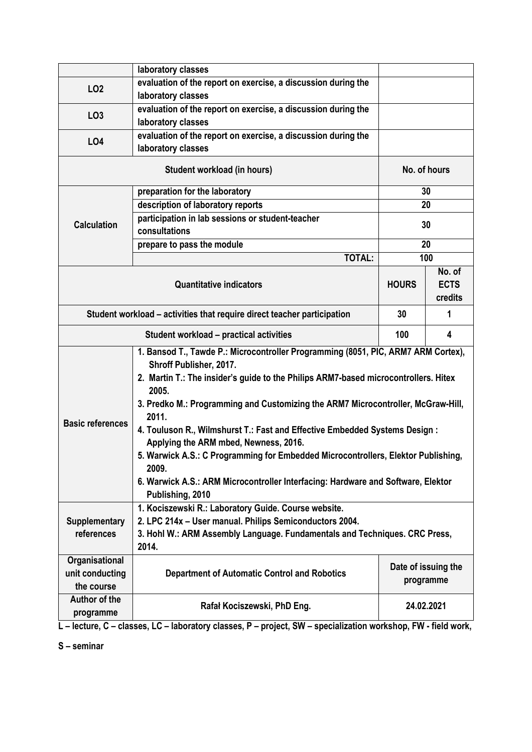| | | | |
|---|---|---|---|
| | laboratory classes | | |
| LO2 | evaluation of the report on exercise, a discussion during the laboratory classes | | |
| LO3 | evaluation of the report on exercise, a discussion during the laboratory classes | | |
| LO4 | evaluation of the report on exercise, a discussion during the laboratory classes | | |
| Student workload (in hours) | | No. of hours | |
| Calculation | preparation for the laboratory | 30 | |
| | description of laboratory reports | 20 | |
| | participation in lab sessions or student-teacher consultations | 30 | |
| | prepare to pass the module | 20 | |
| | TOTAL: | 100 | |
| Quantitative indicators | | HOURS | No. of ECTS credits |
| Student workload – activities that require direct teacher participation | | 30 | 1 |
| Student workload – practical activities | | 100 | 4 |
| Basic references | 1. Bansod T., Tawde P.: Microcontroller Programming (8051, PIC, ARM7 ARM Cortex), Shroff Publisher, 2017.<br>2. Martin T.: The insider's guide to the Philips ARM7-based microcontrollers. Hitex 2005.<br>3. Predko M.: Programming and Customizing the ARM7 Microcontroller, McGraw-Hill, 2011.<br>4. Touluson R., Wilmshurst T.: Fast and Effective Embedded Systems Design : Applying the ARM mbed, Newness, 2016.<br>5. Warwick A.S.: C Programming for Embedded Microcontrollers, Elektor Publishing, 2009.<br>6. Warwick A.S.: ARM Microcontroller Interfacing: Hardware and Software, Elektor Publishing, 2010 | | |
| Supplementary references | 1. Kociszewski R.: Laboratory Guide. Course website.<br>2. LPC 214x – User manual. Philips Semiconductors 2004.<br>3. Hohl W.: ARM Assembly Language. Fundamentals and Techniques. CRC Press, 2014. | | |
| Organisational unit conducting the course | Department of Automatic Control and Robotics | Date of issuing the programme | |
| Author of the programme | Rafał Kociszewski, PhD Eng. | 24.02.2021 | |

**L – lecture, C – classes, LC – laboratory classes, P – project, SW – specialization workshop, FW - field work, S – seminar**